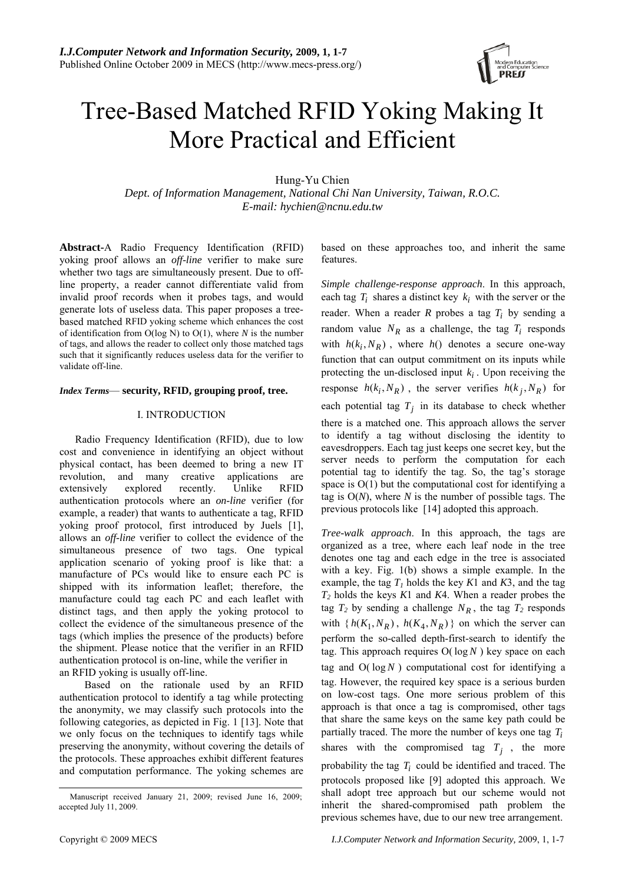# Tree-Based Matched RFID Yoking Making It More Practical and Efficient

Hung-Yu Chien

*Dept. of Information Management, National Chi Nan University, Taiwan, R.O.C.*
*E-mail: hychien@ncnu.edu.tw*

**Abstract-**A Radio Frequency Identification (RFID) yoking proof allows an *off-line* verifier to make sure whether two tags are simultaneously present. Due to off-line property, a reader cannot differentiate valid from invalid proof records when it probes tags, and would generate lots of useless data. This paper proposes a tree-based matched RFID yoking scheme which enhances the cost of identification from O(log N) to O(1), where *N* is the number of tags, and allows the reader to collect only those matched tags such that it significantly reduces useless data for the verifier to validate off-line.

***Index Terms*— security, RFID, grouping proof, tree.**

## I. INTRODUCTION

Radio Frequency Identification (RFID), due to low cost and convenience in identifying an object without physical contact, has been deemed to bring a new IT revolution, and many creative applications are extensively explored recently. Unlike RFID authentication protocols where an *on-line* verifier (for example, a reader) that wants to authenticate a tag, RFID yoking proof protocol, first introduced by Juels [1], allows an *off-line* verifier to collect the evidence of the simultaneous presence of two tags. One typical application scenario of yoking proof is like that: a manufacture of PCs would like to ensure each PC is shipped with its information leaflet; therefore, the manufacture could tag each PC and each leaflet with distinct tags, and then apply the yoking protocol to collect the evidence of the simultaneous presence of the tags (which implies the presence of the products) before the shipment. Please notice that the verifier in an RFID authentication protocol is on-line, while the verifier in an RFID yoking is usually off-line.

Based on the rationale used by an RFID authentication protocol to identify a tag while protecting the anonymity, we may classify such protocols into the following categories, as depicted in Fig. 1 [13]. Note that we only focus on the techniques to identify tags while preserving the anonymity, without covering the details of the protocols. These approaches exhibit different features and computation performance. The yoking schemes are based on these approaches too, and inherit the same features.

*Simple challenge-response approach*. In this approach, each tag $T_i$ shares a distinct key $k_i$ with the server or the reader. When a reader *R* probes a tag $T_i$ by sending a random value $N_R$ as a challenge, the tag $T_i$ responds with $h(k_i, N_R)$, where $h()$ denotes a secure one-way function that can output commitment on its inputs while protecting the un-disclosed input $k_i$. Upon receiving the response $h(k_i, N_R)$, the server verifies $h(k_j, N_R)$ for each potential tag $T_j$ in its database to check whether there is a matched one. This approach allows the server to identify a tag without disclosing the identity to eavesdroppers. Each tag just keeps one secret key, but the server needs to perform the computation for each potential tag to identify the tag. So, the tag's storage space is O(1) but the computational cost for identifying a tag is O(*N*), where *N* is the number of possible tags. The previous protocols like [14] adopted this approach.

*Tree-walk approach*. In this approach, the tags are organized as a tree, where each leaf node in the tree denotes one tag and each edge in the tree is associated with a key. Fig. 1(b) shows a simple example. In the example, the tag $T_1$ holds the key *K*1 and *K*3, and the tag $T_2$ holds the keys *K*1 and *K*4. When a reader probes the tag $T_2$ by sending a challenge $N_R$, the tag $T_2$ responds with $\{h(K_1, N_R), h(K_4, N_R)\}$ on which the server can perform the so-called depth-first-search to identify the tag. This approach requires O($\log N$) key space on each tag and O($\log N$) computational cost for identifying a tag. However, the required key space is a serious burden on low-cost tags. One more serious problem of this approach is that once a tag is compromised, other tags that share the same keys on the same key path could be partially traced. The more the number of keys one tag $T_i$ shares with the compromised tag $T_j$, the more probability the tag $T_i$ could be identified and traced. The protocols proposed like [9] adopted this approach. We shall adopt tree approach but our scheme would not inherit the shared-compromised path problem the previous schemes have, due to our new tree arrangement.

Manuscript received January 21, 2009; revised June 16, 2009; accepted July 11, 2009.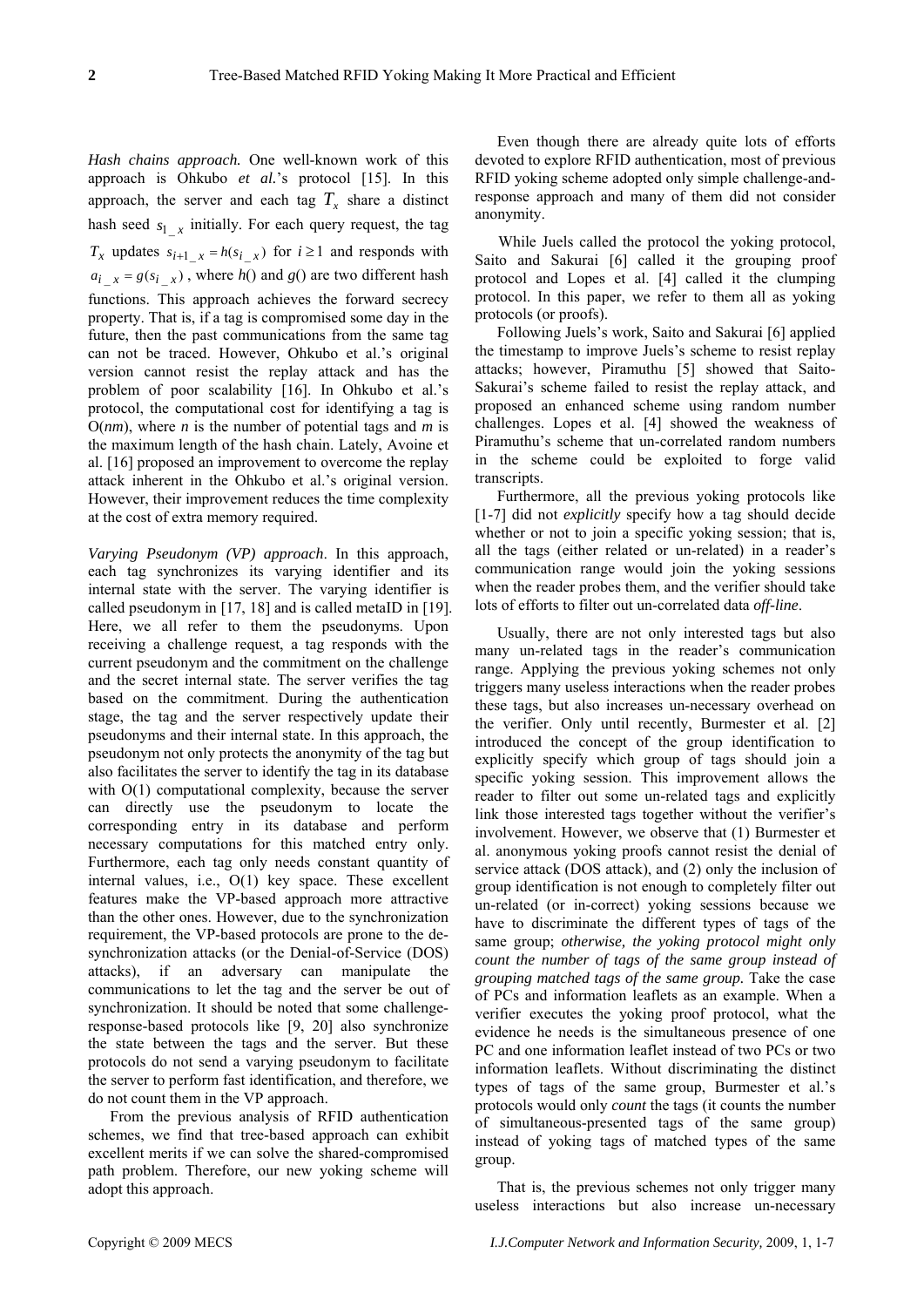*Hash chains approach.* One well-known work of this approach is Ohkubo *et al.*'s protocol [15]. In this approach, the server and each tag $T_x$ share a distinct hash seed $s_{1\_x}$ initially. For each query request, the tag $T_x$ updates $s_{i+1\_x} = h(s_{i\_x})$ for $i \geq 1$ and responds with $a_{i\_x} = g(s_{i\_x})$, where *h*() and *g*() are two different hash functions. This approach achieves the forward secrecy property. That is, if a tag is compromised some day in the future, then the past communications from the same tag can not be traced. However, Ohkubo et al.'s original version cannot resist the replay attack and has the problem of poor scalability [16]. In Ohkubo et al.'s protocol, the computational cost for identifying a tag is O(*nm*), where *n* is the number of potential tags and *m* is the maximum length of the hash chain. Lately, Avoine et al. [16] proposed an improvement to overcome the replay attack inherent in the Ohkubo et al.'s original version. However, their improvement reduces the time complexity at the cost of extra memory required.

*Varying Pseudonym (VP) approach*. In this approach, each tag synchronizes its varying identifier and its internal state with the server. The varying identifier is called pseudonym in [17, 18] and is called metaID in [19]. Here, we all refer to them the pseudonyms. Upon receiving a challenge request, a tag responds with the current pseudonym and the commitment on the challenge and the secret internal state. The server verifies the tag based on the commitment. During the authentication stage, the tag and the server respectively update their pseudonyms and their internal state. In this approach, the pseudonym not only protects the anonymity of the tag but also facilitates the server to identify the tag in its database with O(1) computational complexity, because the server can directly use the pseudonym to locate the corresponding entry in its database and perform necessary computations for this matched entry only. Furthermore, each tag only needs constant quantity of internal values, i.e., O(1) key space. These excellent features make the VP-based approach more attractive than the other ones. However, due to the synchronization requirement, the VP-based protocols are prone to the de-synchronization attacks (or the Denial-of-Service (DOS) attacks), if an adversary can manipulate the communications to let the tag and the server be out of synchronization. It should be noted that some challenge-response-based protocols like [9, 20] also synchronize the state between the tags and the server. But these protocols do not send a varying pseudonym to facilitate the server to perform fast identification, and therefore, we do not count them in the VP approach.

From the previous analysis of RFID authentication schemes, we find that tree-based approach can exhibit excellent merits if we can solve the shared-compromised path problem. Therefore, our new yoking scheme will adopt this approach.

Even though there are already quite lots of efforts devoted to explore RFID authentication, most of previous RFID yoking scheme adopted only simple challenge-and-response approach and many of them did not consider anonymity.

While Juels called the protocol the yoking protocol, Saito and Sakurai [6] called it the grouping proof protocol and Lopes et al. [4] called it the clumping protocol. In this paper, we refer to them all as yoking protocols (or proofs).

Following Juels's work, Saito and Sakurai [6] applied the timestamp to improve Juels's scheme to resist replay attacks; however, Piramuthu [5] showed that Saito-Sakurai's scheme failed to resist the replay attack, and proposed an enhanced scheme using random number challenges. Lopes et al. [4] showed the weakness of Piramuthu's scheme that un-correlated random numbers in the scheme could be exploited to forge valid transcripts.

Furthermore, all the previous yoking protocols like [1-7] did not *explicitly* specify how a tag should decide whether or not to join a specific yoking session; that is, all the tags (either related or un-related) in a reader's communication range would join the yoking sessions when the reader probes them, and the verifier should take lots of efforts to filter out un-correlated data *off-line*.

Usually, there are not only interested tags but also many un-related tags in the reader's communication range. Applying the previous yoking schemes not only triggers many useless interactions when the reader probes these tags, but also increases un-necessary overhead on the verifier. Only until recently, Burmester et al. [2] introduced the concept of the group identification to explicitly specify which group of tags should join a specific yoking session. This improvement allows the reader to filter out some un-related tags and explicitly link those interested tags together without the verifier's involvement. However, we observe that (1) Burmester et al. anonymous yoking proofs cannot resist the denial of service attack (DOS attack), and (2) only the inclusion of group identification is not enough to completely filter out un-related (or in-correct) yoking sessions because we have to discriminate the different types of tags of the same group; *otherwise, the yoking protocol might only count the number of tags of the same group instead of grouping matched tags of the same group.* Take the case of PCs and information leaflets as an example. When a verifier executes the yoking proof protocol, what the evidence he needs is the simultaneous presence of one PC and one information leaflet instead of two PCs or two information leaflets. Without discriminating the distinct types of tags of the same group, Burmester et al.'s protocols would only *count* the tags (it counts the number of simultaneous-presented tags of the same group) instead of yoking tags of matched types of the same group.

That is, the previous schemes not only trigger many useless interactions but also increase un-necessary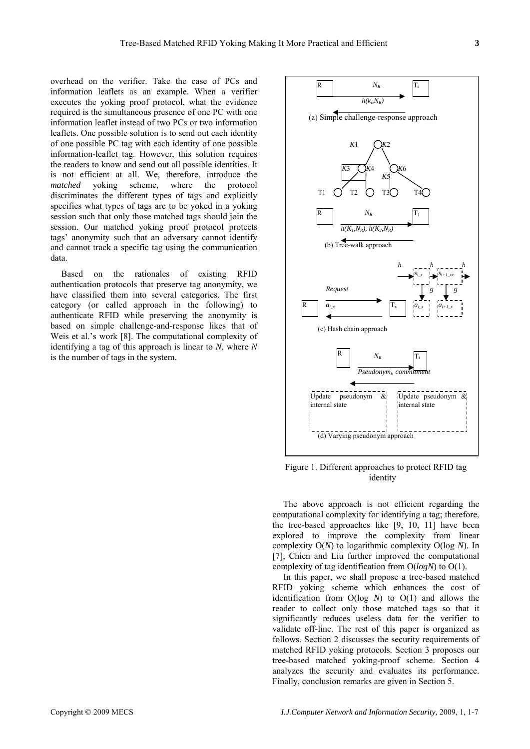overhead on the verifier. Take the case of PCs and information leaflets as an example. When a verifier executes the yoking proof protocol, what the evidence required is the simultaneous presence of one PC with one information leaflet instead of two PCs or two information leaflets. One possible solution is to send out each identity of one possible PC tag with each identity of one possible information-leaflet tag. However, this solution requires the readers to know and send out all possible identities. It is not efficient at all. We, therefore, introduce the *matched* yoking scheme, where the protocol discriminates the different types of tags and explicitly specifies what types of tags are to be yoked in a yoking session such that only those matched tags should join the session. Our matched yoking proof protocol protects tags' anonymity such that an adversary cannot identify and cannot track a specific tag using the communication data.

Based on the rationales of existing RFID authentication protocols that preserve tag anonymity, we have classified them into several categories. The first category (or called approach in the following) to authenticate RFID while preserving the anonymity is based on simple challenge-and-response likes that of Weis et al.'s work [8]. The computational complexity of identifying a tag of this approach is linear to $N$, where $N$ is the number of tags in the system.

Figure 1. Different approaches to protect RFID tag identity

The above approach is not efficient regarding the computational complexity for identifying a tag; therefore, the tree-based approaches like [9, 10, 11] have been explored to improve the complexity from linear complexity $O(N)$ to logarithmic complexity $O(\log N)$. In [7], Chien and Liu further improved the computational complexity of tag identification from $O(logN)$ to $O(1)$.

In this paper, we shall propose a tree-based matched RFID yoking scheme which enhances the cost of identification from $O(\log N)$ to $O(1)$ and allows the reader to collect only those matched tags so that it significantly reduces useless data for the verifier to validate off-line. The rest of this paper is organized as follows. Section 2 discusses the security requirements of matched RFID yoking protocols. Section 3 proposes our tree-based matched yoking-proof scheme. Section 4 analyzes the security and evaluates its performance. Finally, conclusion remarks are given in Section 5.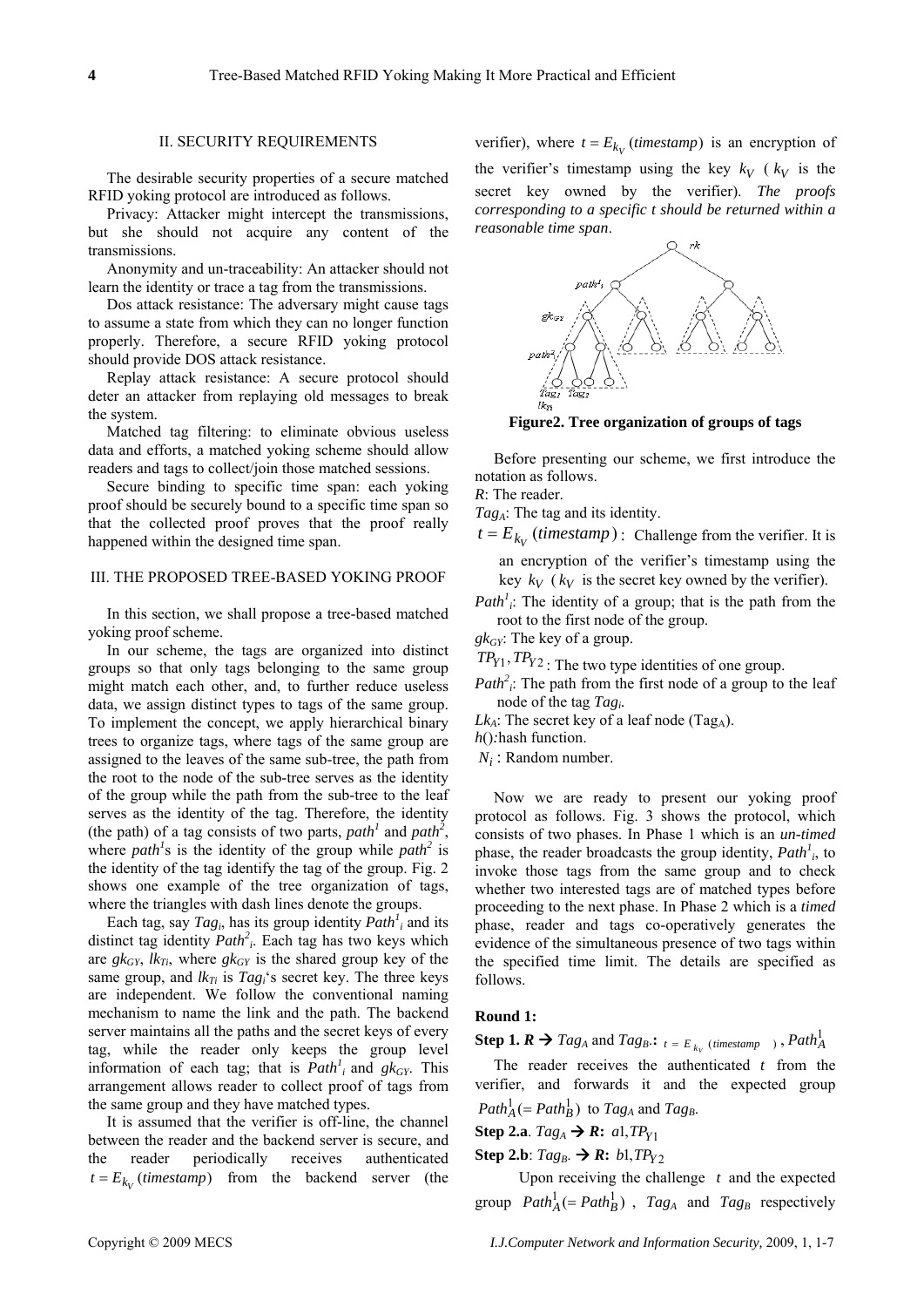## II. SECURITY REQUIREMENTS

The desirable security properties of a secure matched RFID yoking protocol are introduced as follows.

Privacy: Attacker might intercept the transmissions, but she should not acquire any content of the transmissions.

Anonymity and un-traceability: An attacker should not learn the identity or trace a tag from the transmissions.

Dos attack resistance: The adversary might cause tags to assume a state from which they can no longer function properly. Therefore, a secure RFID yoking protocol should provide DOS attack resistance.

Replay attack resistance: A secure protocol should deter an attacker from replaying old messages to break the system.

Matched tag filtering: to eliminate obvious useless data and efforts, a matched yoking scheme should allow readers and tags to collect/join those matched sessions.

Secure binding to specific time span: each yoking proof should be securely bound to a specific time span so that the collected proof proves that the proof really happened within the designed time span.

## III. THE PROPOSED TREE-BASED YOKING PROOF

In this section, we shall propose a tree-based matched yoking proof scheme.

In our scheme, the tags are organized into distinct groups so that only tags belonging to the same group might match each other, and, to further reduce useless data, we assign distinct types to tags of the same group. To implement the concept, we apply hierarchical binary trees to organize tags, where tags of the same group are assigned to the leaves of the same sub-tree, the path from the root to the node of the sub-tree serves as the identity of the group while the path from the sub-tree to the leaf serves as the identity of the tag. Therefore, the identity (the path) of a tag consists of two parts, $path^1$ and $path^2$, where $path^1$s is the identity of the group while $path^2$ is the identity of the tag identify the tag of the group. Fig. 2 shows one example of the tree organization of tags, where the triangles with dash lines denote the groups.

Each tag, say $Tag_i$, has its group identity $Path^1_i$ and its distinct tag identity $Path^2_i$. Each tag has two keys which are $gk_{GY}$, $lk_{Ti}$, where $gk_{GY}$ is the shared group key of the same group, and $lk_{Ti}$ is $Tag_i$'s secret key. The three keys are independent. We follow the conventional naming mechanism to name the link and the path. The backend server maintains all the paths and the secret keys of every tag, while the reader only keeps the group level information of each tag; that is $Path^1_i$ and $gk_{GY}$. This arrangement allows reader to collect proof of tags from the same group and they have matched types.

It is assumed that the verifier is off-line, the channel between the reader and the backend server is secure, and the reader periodically receives authenticated $t = E_{k_V}(timestamp)$ from the backend server (the verifier), where $t = E_{k_V}(timestamp)$ is an encryption of the verifier's timestamp using the key $k_V$ ($k_V$ is the secret key owned by the verifier). *The proofs corresponding to a specific t should be returned within a reasonable time span*.

**Figure2. Tree organization of groups of tags**

Before presenting our scheme, we first introduce the notation as follows.

$R$: The reader.

$Tag_A$: The tag and its identity.

$t = E_{k_V}(timestamp)$ : Challenge from the verifier. It is an encryption of the verifier's timestamp using the key $k_V$ ($k_V$ is the secret key owned by the verifier).

$Path^1_i$: The identity of a group; that is the path from the root to the first node of the group.

$gk_{GY}$: The key of a group.

$TP_{Y1}, TP_{Y2}$ : The two type identities of one group.

$Path^2_i$: The path from the first node of a group to the leaf node of the tag $Tag_i$.

$Lk_A$: The secret key of a leaf node ($Tag_A$).

$h()$:hash function.

$N_i$ : Random number.

Now we are ready to present our yoking proof protocol as follows. Fig. 3 shows the protocol, which consists of two phases. In Phase 1 which is an *un-timed* phase, the reader broadcasts the group identity, $Path^1_i$, to invoke those tags from the same group and to check whether two interested tags are of matched types before proceeding to the next phase. In Phase 2 which is a *timed* phase, reader and tags co-operatively generates the evidence of the simultaneous presence of two tags within the specified time limit. The details are specified as follows.

**Round 1:**

**Step 1. *R* → *Tag*$_A$ and *Tag*$_B$:** $t = E_{k_V}(timestamp)$ , $Path^1_A$

The reader receives the authenticated $t$ from the verifier, and forwards it and the expected group $Path^1_A (= Path^1_B)$ to $Tag_A$ and $Tag_B$.

**Step 2.a**. $Tag_A$ → ***R*:** $a1, TP_{Y1}$

**Step 2.b**: $Tag_B$ → ***R*:** $b1, TP_{Y2}$

Upon receiving the challenge $t$ and the expected group $Path^1_A (= Path^1_B)$ , $Tag_A$ and $Tag_B$ respectively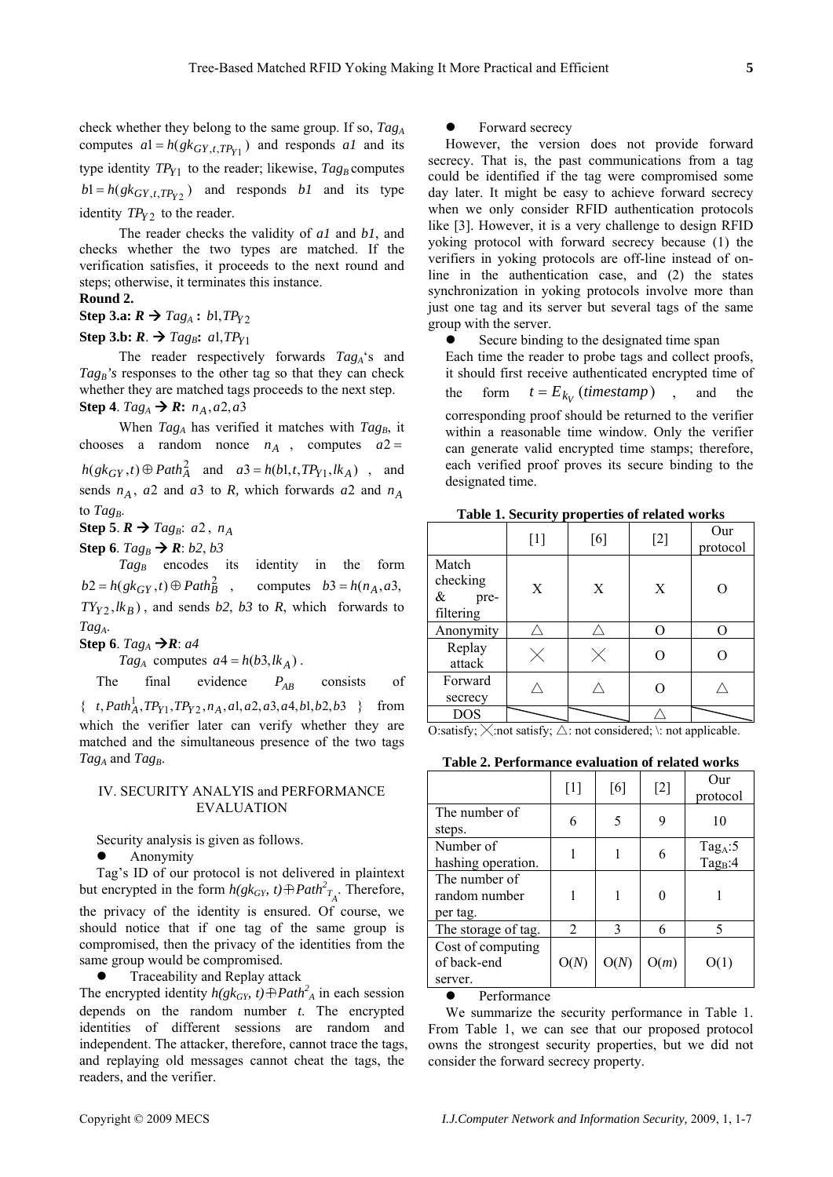check whether they belong to the same group. If so, $Tag_A$ computes $a1 = h(gk_{GY,t,TP_{Y1}})$ and responds $a1$ and its type identity $TP_{Y1}$ to the reader; likewise, $Tag_B$ computes $b1 = h(gk_{GY,t,TP_{Y2}})$ and responds $b1$ and its type identity $TP_{Y2}$ to the reader.

The reader checks the validity of $a1$ and $b1$, and checks whether the two types are matched. If the verification satisfies, it proceeds to the next round and steps; otherwise, it terminates this instance.

**Round 2.**

**Step 3.a:** $R \rightarrow Tag_A$ **:** $b1, TP_{Y2}$

**Step 3.b:** $R \rightarrow Tag_B$**:** $a1, TP_{Y1}$

The reader respectively forwards $Tag_A$'s and $Tag_B$'s responses to the other tag so that they can check whether they are matched tags proceeds to the next step.

**Step 4**. $Tag_A \rightarrow R$**:** $n_A, a2, a3$

When $Tag_A$ has verified it matches with $Tag_B$, it chooses a random nonce $n_A$, computes $a2 = h(gk_{GY}, t) \oplus Path_A^2$ and $a3 = h(b1, t, TP_{Y1}, lk_A)$, and sends $n_A$, $a2$ and $a3$ to $R$, which forwards $a2$ and $n_A$ to $Tag_B$.

**Step 5**. $R \rightarrow Tag_B$: $a2$, $n_A$

**Step 6**. $Tag_B \rightarrow R$: $b2$, $b3$

$Tag_B$ encodes its identity in the form $b2 = h(gk_{GY}, t) \oplus Path_B^2$, computes $b3 = h(n_A, a3, TY_{Y2}, lk_B)$, and sends $b2$, $b3$ to $R$, which forwards to $Tag_A$.

**Step 6**. $Tag_A \rightarrow R$: $a4$

$Tag_A$ computes $a4 = h(b3, lk_A)$.

The final evidence $P_{AB}$ consists of $\{ t, Path_A^1, TP_{Y1}, TP_{Y2}, n_A, a1, a2, a3, a4, b1, b2, b3 \}$ from which the verifier later can verify whether they are matched and the simultaneous presence of the two tags $Tag_A$ and $Tag_B$.

## IV. SECURITY ANALYIS and PERFORMANCE EVALUATION

Security analysis is given as follows.

- Anonymity

Tag's ID of our protocol is not delivered in plaintext but encrypted in the form $h(gk_{GY}, t) \oplus Path^2_{T_A}$. Therefore, the privacy of the identity is ensured. Of course, we should notice that if one tag of the same group is compromised, then the privacy of the identities from the same group would be compromised.

- Traceability and Replay attack

The encrypted identity $h(gk_{GY}, t) \oplus Path^2_A$ in each session depends on the random number $t$. The encrypted identities of different sessions are random and independent. The attacker, therefore, cannot trace the tags, and replaying old messages cannot cheat the tags, the readers, and the verifier.

- Forward secrecy

However, the version does not provide forward secrecy. That is, the past communications from a tag could be identified if the tag were compromised some day later. It might be easy to achieve forward secrecy when we only consider RFID authentication protocols like [3]. However, it is a very challenge to design RFID yoking protocol with forward secrecy because (1) the verifiers in yoking protocols are off-line instead of on-line in the authentication case, and (2) the states synchronization in yoking protocols involve more than just one tag and its server but several tags of the same group with the server.

- Secure binding to the designated time span

Each time the reader to probe tags and collect proofs, it should first receive authenticated encrypted time of the form $t = E_{k_V}(timestamp)$, and the corresponding proof should be returned to the verifier within a reasonable time window. Only the verifier can generate valid encrypted time stamps; therefore, each verified proof proves its secure binding to the designated time.

**Table 1. Security properties of related works**

| | [1] | [6] | [2] | Our protocol |
|---|---|---|---|---|
| Match checking & pre-filtering | X | X | X | O |
| Anonymity | △ | △ | O | O |
| Replay attack | ╳ | ╳ | O | O |
| Forward secrecy | △ | △ | O | △ |
| DOS | \ | \ | △ | \ |

O:satisfy; ╳:not satisfy; △: not considered; \: not applicable.

**Table 2. Performance evaluation of related works**

| | [1] | [6] | [2] | Our protocol |
|---|---|---|---|---|
| The number of steps. | 6 | 5 | 9 | 10 |
| Number of hashing operation. | 1 | 1 | 6 | $Tag_A$:5 $Tag_B$:4 |
| The number of random number per tag. | 1 | 1 | 0 | 1 |
| The storage of tag. | 2 | 3 | 6 | 5 |
| Cost of computing of back-end server. | O($N$) | O($N$) | O($m$) | O(1) |

- Performance

We summarize the security performance in Table 1. From Table 1, we can see that our proposed protocol owns the strongest security properties, but we did not consider the forward secrecy property.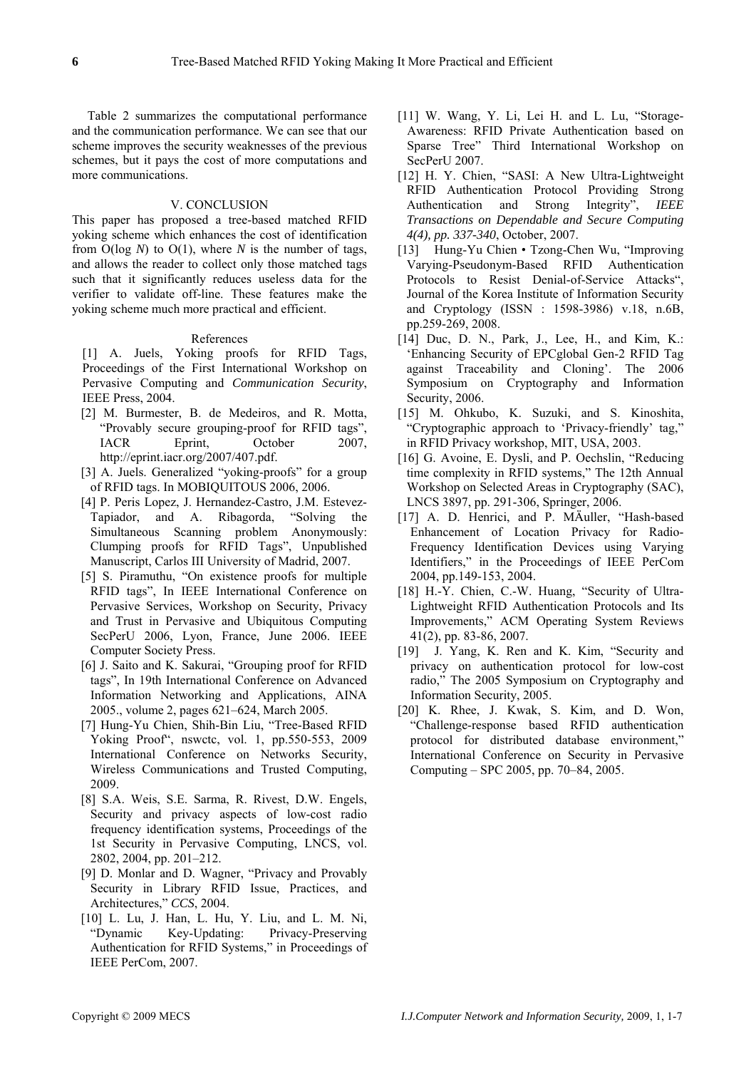Table 2 summarizes the computational performance and the communication performance. We can see that our scheme improves the security weaknesses of the previous schemes, but it pays the cost of more computations and more communications.

## V. CONCLUSION

This paper has proposed a tree-based matched RFID yoking scheme which enhances the cost of identification from O(log $N$) to O(1), where $N$ is the number of tags, and allows the reader to collect only those matched tags such that it significantly reduces useless data for the verifier to validate off-line. These features make the yoking scheme much more practical and efficient.

## References

[1] A. Juels, Yoking proofs for RFID Tags, Proceedings of the First International Workshop on Pervasive Computing and *Communication Security*, IEEE Press, 2004.

[2] M. Burmester, B. de Medeiros, and R. Motta, "Provably secure grouping-proof for RFID tags", IACR Eprint, October 2007, http://eprint.iacr.org/2007/407.pdf.

[3] A. Juels. Generalized "yoking-proofs" for a group of RFID tags. In MOBIQUITOUS 2006, 2006.

[4] P. Peris Lopez, J. Hernandez-Castro, J.M. Estevez-Tapiador, and A. Ribagorda, "Solving the Simultaneous Scanning problem Anonymously: Clumping proofs for RFID Tags", Unpublished Manuscript, Carlos III University of Madrid, 2007.

[5] S. Piramuthu, "On existence proofs for multiple RFID tags", In IEEE International Conference on Pervasive Services, Workshop on Security, Privacy and Trust in Pervasive and Ubiquitous Computing SecPerU 2006, Lyon, France, June 2006. IEEE Computer Society Press.

[6] J. Saito and K. Sakurai, "Grouping proof for RFID tags", In 19th International Conference on Advanced Information Networking and Applications, AINA 2005., volume 2, pages 621–624, March 2005.

[7] Hung-Yu Chien, Shih-Bin Liu, "Tree-Based RFID Yoking Proof", nswctc, vol. 1, pp.550-553, 2009 International Conference on Networks Security, Wireless Communications and Trusted Computing, 2009.

[8] S.A. Weis, S.E. Sarma, R. Rivest, D.W. Engels, Security and privacy aspects of low-cost radio frequency identification systems, Proceedings of the 1st Security in Pervasive Computing, LNCS, vol. 2802, 2004, pp. 201–212.

[9] D. Monlar and D. Wagner, "Privacy and Provably Security in Library RFID Issue, Practices, and Architectures," *CCS*, 2004.

[10] L. Lu, J. Han, L. Hu, Y. Liu, and L. M. Ni, "Dynamic Key-Updating: Privacy-Preserving Authentication for RFID Systems," in Proceedings of IEEE PerCom, 2007.

[11] W. Wang, Y. Li, Lei H. and L. Lu, "Storage-Awareness: RFID Private Authentication based on Sparse Tree" Third International Workshop on SecPerU 2007.

[12] H. Y. Chien, "SASI: A New Ultra-Lightweight RFID Authentication Protocol Providing Strong Authentication and Strong Integrity", *IEEE Transactions on Dependable and Secure Computing 4(4), pp. 337-340*, October, 2007.

[13] Hung-Yu Chien • Tzong-Chen Wu, "Improving Varying-Pseudonym-Based RFID Authentication Protocols to Resist Denial-of-Service Attacks", Journal of the Korea Institute of Information Security and Cryptology (ISSN : 1598-3986) v.18, n.6B, pp.259-269, 2008.

[14] Duc, D. N., Park, J., Lee, H., and Kim, K.: 'Enhancing Security of EPCglobal Gen-2 RFID Tag against Traceability and Cloning'. The 2006 Symposium on Cryptography and Information Security, 2006.

[15] M. Ohkubo, K. Suzuki, and S. Kinoshita, "Cryptographic approach to 'Privacy-friendly' tag," in RFID Privacy workshop, MIT, USA, 2003.

[16] G. Avoine, E. Dysli, and P. Oechslin, "Reducing time complexity in RFID systems," The 12th Annual Workshop on Selected Areas in Cryptography (SAC), LNCS 3897, pp. 291-306, Springer, 2006.

[17] A. D. Henrici, and P. MÄuller, "Hash-based Enhancement of Location Privacy for Radio-Frequency Identification Devices using Varying Identifiers," in the Proceedings of IEEE PerCom 2004, pp.149-153, 2004.

[18] H.-Y. Chien, C.-W. Huang, "Security of Ultra-Lightweight RFID Authentication Protocols and Its Improvements," ACM Operating System Reviews 41(2), pp. 83-86, 2007.

[19] J. Yang, K. Ren and K. Kim, "Security and privacy on authentication protocol for low-cost radio," The 2005 Symposium on Cryptography and Information Security, 2005.

[20] K. Rhee, J. Kwak, S. Kim, and D. Won, "Challenge-response based RFID authentication protocol for distributed database environment," International Conference on Security in Pervasive Computing – SPC 2005, pp. 70–84, 2005.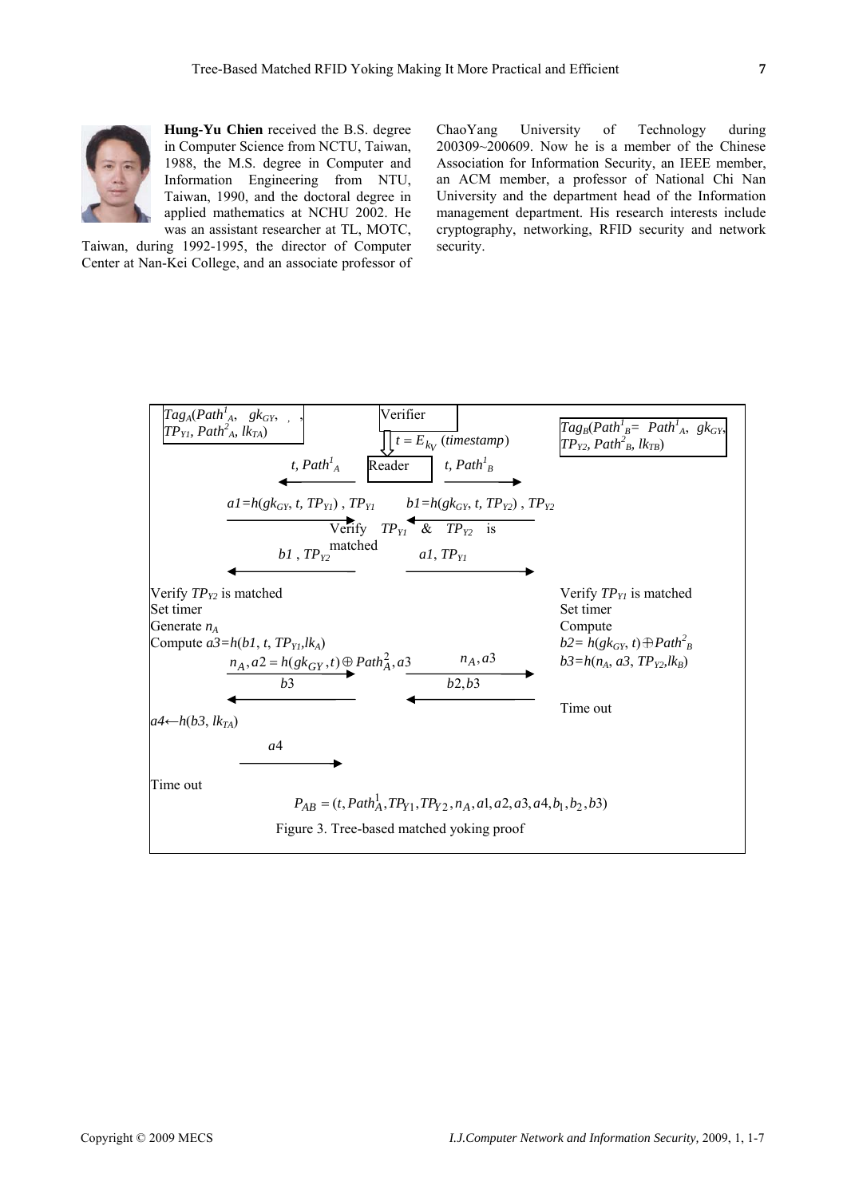**Hung-Yu Chien** received the B.S. degree in Computer Science from NCTU, Taiwan, 1988, the M.S. degree in Computer and Information Engineering from NTU, Taiwan, 1990, and the doctoral degree in applied mathematics at NCHU 2002. He was an assistant researcher at TL, MOTC, Taiwan, during 1992-1995, the director of Computer Center at Nan-Kei College, and an associate professor of ChaoYang University of Technology during 200309~200609. Now he is a member of the Chinese Association for Information Security, an IEEE member, an ACM member, a professor of National Chi Nan University and the department head of the Information management department. His research interests include cryptography, networking, RFID security and network security.

$Tag_A(Path^1_A,\ gk_{GY},\ TP_{Y1},\ Path^2_A,\ lk_{TA})$

Verifier

$t = E_{k_V}(timestamp)$

Reader

$Tag_B(Path^1_B = Path^1_A,\ gk_{GY},\ TP_{Y2},\ Path^2_B,\ lk_{TB})$

$t, Path^1_A$

$t, Path^1_B$

$a1 = h(gk_{GY}, t, TP_{Y1})$, $TP_{Y1}$

$b1 = h(gk_{GY}, t, TP_{Y2})$, $TP_{Y2}$

Verify $TP_{Y1}$ & $TP_{Y2}$ is matched

$b1$, $TP_{Y2}$

$a1$, $TP_{Y1}$

Verify $TP_{Y2}$ is matched
Set timer
Generate $n_A$
Compute $a3 = h(b1, t, TP_{Y1}, lk_A)$

Verify $TP_{Y1}$ is matched
Set timer
Compute
$b2 = h(gk_{GY}, t) \oplus Path^2_B$
$b3 = h(n_A, a3, TP_{Y2}, lk_B)$

$n_A, a2 = h(gk_{GY}, t) \oplus Path^2_A, a3$

$n_A, a3$

$b3$

$b2, b3$

Time out

$a4 \leftarrow h(b3, lk_{TA})$

$a4$

Time out

$$P_{AB} = (t, Path^1_A, TP_{Y1}, TP_{Y2}, n_A, a1, a2, a3, a4, b_1, b_2, b3)$$

Figure 3. Tree-based matched yoking proof